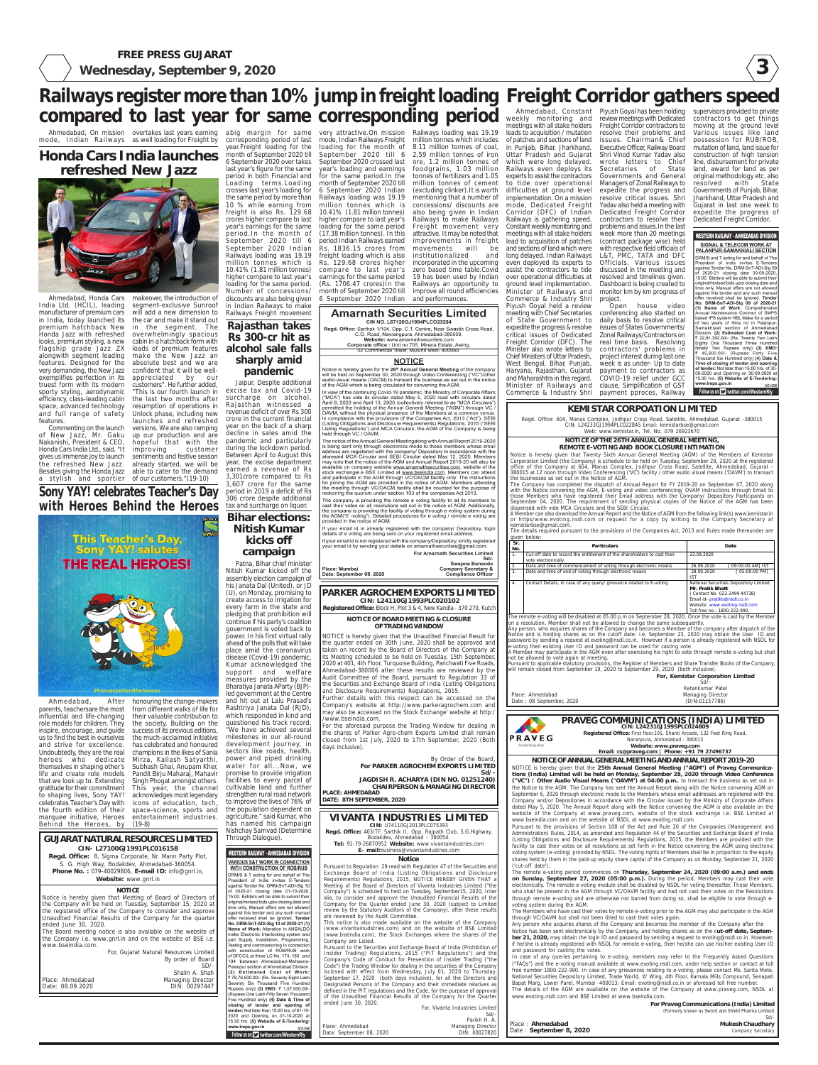# Railways register more than 10% jump in freight loading compared to last year for same corresponding period

Ahmedabad, On mission mode, Indian Railways overtakes last years earning as well as loading for Freight by abig margin for same corresponding period of last year.Freight loading for the month of September 2020 till 6 September 2020 over takes last year's figure for the same period in both Financial and Loading terms.Loading crosses last year's loading for the same period by more than 10 % while earning from freight is also Rs. 129.68 crores higher compare to last year's earnings for the same period.In the month of September 2020 till 6 September 2020 Indian Railways loading was 19.19 million tonnes which is 10.41% (1.81 million tonnes) higher compare to last year's loading for the same period. Number of concessions/ discounts are also being given in Indian Railways to make Railways Freight movement very attractive.On mission mode, Indian Railways Freight loading for the month of September 2020 till 6 September 2020 crossed last year's loading and earnings for the same period.In the month of September 2020 till 6 September 2020 Indian Railways loading was 19.19 million tonnes which is 10.41% (1.81 million tonnes) higher compare to last year's loading for the same period (17.38 million tonnes). In this period Indian Railways earned Rs. 1836.15 crores from freight loading which is also Rs. 129.68 crores higher compare to last year's earnings for the same period (Rs. 1706.47 crores)In the month of September 2020 till 6 September 2020 Indian Railways loading was 19.19 million tonnes which include 8.11 million tonnes of coal, 2.59 million tonnes of iron ore, 1.2 million tonnes of foodgrains, 1.03 million tonnes of fertilizers and 1.05 million tonnes of cement (excluding clinker).It is worth mentioning that a number of concessions/ discounts are also being given in Indian Railways to make Railways Freight movement very attractive. It may be noted that improvements in freight movements will be institutionalized and incorporated in the upcoming zero based time table.Covid 19 has been used by Indian Railways an opportunity to improve all round efficiencies and performances.

# Freight Corridor gathers speed

Ahmedabad, Constant weekly monitoring and meetings with all stake holders leads to acquisition / mutation of patches and sections of land in Punjab, Bihar, Jharkhand, Uttar Pradesh and Gujarat which were long delayed. Railways even deploys its experts to assist the contractors to tide over operational difficulties at ground level implementation. On a mission mode, Dedicated Freight Corridor (DFC) of Indian Railways is gathering speed. Constant weekly monitoring and meetings with all stake holders lead to acquisition of patches and sections of land which were long delayed. Indian Railways even deployed its experts to assist the contractors to tide over operational difficulties at ground level implementation. Minister of Railways and Commerce & Industry Shri Piyush Goyal held a review meeting with Chief Secretaries of State Government to expedite the progress & resolve critical issues of Dedicated Freight Corridor (DFC). The Minister also wrote letters to Chief Ministers of Uttar Pradesh, West Bengal, Bihar, Punjab, Haryana, Rajasthan, Gujarat and Maharashtra in this regard. Minister of Railways and Commerce & Industry Shri Piyush Goyal has been holding review meetings with Dedicated Freight Corridor contractors to resolve their problems and issues. Chairman& Chief Executive Officer, Railway Board Shri Vinod Kumar Yadav also wrote letters to Chief Secretaries of State Governments and General Managers of Zonal Railways to expedite the progress and resolve critical issues. Shri Yadav also held a meeting with Dedicated Freight Corridor contractors to resolve their problems and issues.In the last week more than 20 meetings (contract package wise) held with respective field officials of L&T, PMC, TATA and DFC Officials. Various issues discussed in the meeting and resolved and timelines given. Dashboard is being created to monitor km by km progress of project.

Open house video conferencing also started on daily basis to resolve critical issues of States Governments/ Zonal Railways/Contractors on real time basis. Resolving contractors' problems in project interest during last one week is as under- Up to date payment to contractors as COVID-19 relief under GCC clause, Simplification of GST payment pprocess, Railway supervisors provided to private contractors to get things moving at the ground level Various issues like land possession for RUB/ROB, mutation of land, land issue for construction of high tension line, disbursement for private land, award for land as per original methodology etc. also resolved with State Governments of Punjab, Bihar, Jharkhand, Uttar Pradesh and Gujarat in last one week to expedite the progress of Dedicated Freight Corridor.

## Honda Cars India launches refreshed New Jazz

Ahmedabad, Honda Cars India Ltd. (HCIL), leading manufacturer of premium cars in India, today launched its premium hatchback New Honda Jazz with refreshed looks, premium styling, a new flagship grade Jazz ZX alongwith segment leading features. Designed for the very demanding, the New Jazz exemplifies perfection in its truest form with its modern sporty styling, aerodynamic efficiency, class-leading cabin space, advanced technology and full range of safety features.

Commenting on the launch of New Jazz, Mr. Gaku Nakanishi, President & CEO, Honda Cars India Ltd., said, "It gives us immense joy to launch the refreshed New Jazz. Besides giving the Honda Jazz a stylish and sportier makeover, the introduction of segment-exclusive Sunroof will add a new dimension to the car and make it stand out in the segment. The overwhelmingly spacious cabin in a hatchback form with loads of premium features make the New Jazz an absolute best and we are confident that it will be well-appreciated by our customers". He further added, "This is our fourth launch in the last two months after resumption of operations in Unlock phase, including new launches and refreshed versions. We are also ramping up our production and are hopeful that with the improving customer sentiments and festive season already started, we will be able to cater to the demand of our customers."(19-10)

## Sony YAY! celebrates Teacher's Day with Heroes Behind the Heroes

Ahmedabad, After parents, teachersare the most influential and life-changing role models for children. They inspire, encourage, and guide us to find the best in ourselves and strive for excellence. Undoubtedly, they are the real heroes who dedicate themselves in shaping other's life and create role models that we look up to. Extending gratitude for their commitment to shaping lives, Sony YAY! celebrates Teacher's Day with the fourth edition of their marquee initiative, Heroes Behind the Heroes, by honouring the change-makers from different walks of life for their valuable contribution to the society. Building on the success of its previous editions, the much-acclaimed initiative has celebrated and honoured champions in the likes of Sania Mirza, Kailash Satyarthi, Subhash Ghai, Anupam Kher, Pandit Birju Maharaj, Mahavir Singh Phogat amongst others. This year, the channel acknowledges most legendary icons of education, tech, space-science, sports and entertainment industries. (19-8)

## Rajasthan takes Rs 300-cr hit as alcohol sale falls sharply amid pandemic

Jaipur, Despite additional excise tax and Covid-19 surcharge on alcohol, Rajasthan witnessed a revenue deficit of over Rs 300 crore in the current financial year on the back of a sharp decline in sales amid the pandemic and particularly during the lockdown period. Between April to August this year, the excise department earned a revenue of Rs 3,301crore compared to Rs 3,607 crore for the same period in 2019 a deficit of Rs 306 crore despite additional tax and surcharge on liquor.

## Bihar elections: Nitish Kumar kicks off campaign

Patna, Bihar chief minister Nitish Kumar kicked off the assembly election campaign of his Janata Dal (United), or JD (U), on Monday, promising to create access to irrigation for every farm in the state and pledging that prohibition will continue if his party's coalition government is voted back to power. In his first virtual rally ahead of the polls that will take place amid the coronavirus disease (Covid-19) pandemic, Kumar acknowledged the support and welfare measures provided by the Bharatiya Janata AParty (BJP)-led government at the Centre and hit out at Lalu Prasad's Rashtriya Janata Dal (RJD), which responded in kind and questioned his track record. "We have achieved several milestones in our all-round development journey, in sectors like roads, health, power and piped drinking water for all...Now, we promise to provide irrigation facilities to every parcel of cultivable land and further strengthen rural road network to improve the lives of 76% of the population dependent on agriculture." said Kumar, who has named his campaign Nishchay Samvad (Determine Through Dialogue).

---

## GUJARAT NATURAL RESOURCES LIMITED
CIN- L27100GJ1991PLC016158
**Regd. Office:** 8, Sigma Corporate, Nr. Mann Party Plot, S. G. High Way, Bodakdev, Ahmedabad-360054.
**Phone No. :** 079-40029806, **E-mail ID:** info@gnrl.in,
**Website:** www.gnrl.in

**NOTICE**

Notice is hereby given that Meeting of Board of Directors of the Company will be held on Tuesday, September 15, 2020 at the registered office of the Company to consider and approve Unaudited Financial Results of the Company for the quarter ended June 30, 2020.

The Board meeting notice is also available on the website of the Company i.e. www.gnrl.in and on the website of BSE i.e. www.bseindia.com.

For, Gujarat Natural Resources Limited
By order of Board
Sd/-
Shalin A. Shah
Managing Director
DIN: 00297447

Place: Ahmedabad
Date: 08.09.2020

---

## WESTERN RAILWAY - AHMEDABAD DIVISION
**VARIOUS S&T WORK IN CONNECTION WITH CONSTRUCTION OF ROB/RUB**

DRM/S & T acting for and behalf of The President of India invites E-Tenders against Tender No. DRM-SnT-ADI-Sig 10 of 2020-21 closing date 01-10-2020, 15:00. Bidders will be able to submit their original/revised bids upto closing date and time only. Manual offers are not allowed against this tender and any such manual offer received shall be ignored. **Tender No. DRM-SnT-ADI-Sig 10 of 2020-21 (1) Name of Work:** Alteration in ANSALDO make Electronic Interlocking system and part Supply, Installation, Programming, Testing and commissioning in connection with construction of ROB/RUB work of DFCCIL at three LC No. 174, 183 and 194 between Ahmedabad-Mahesana-Palanpur section of Ahmedabad Division. **(2) Estimated Cost of Work:** ₹ 78,76,500.00/- (Rs. Seventy Eight Lakh Seventy Six Thousand Five Hundred Rupees only) **(3) EMD:** ₹ 1,57,500.00/- (Rupees One Lakh Fifty Seven Thousand Five Hundred only) **(4) Date & Time of closing of tender and opening of tender:** Not later than 15:00 hrs. of 01-10-2020 and Opening on 01-10-2020 at 15:30 hrs. **(5) Website of E-Tendering: www.ireps.gov.in**

ADI-098

Follow us at twitter.com/WesternRly

---

## WESTERN RAILWAY - AHMEDABAD DIVISION
**SIGNAL & TELECOM WORK AT PALANPUR-SAMAKHIALI SECTION**

DRM/S and T acting for and behalf of The President of India invites E-Tenders against Tender No. DRM-SnT-ADI-Sig 09 of 2020-21 closing date 30-09-2020, 15:00. Bidders will be able to submit their original/revised bids upto closing date and time only. Manual offers are not allowed against this tender and any such manual offer received shall be ignored. **Tender No. DRM-SnT-ADI-Sig 09 of 2020-21 (1) Name of Work:** Comprehensive Annual Maintenance Contract of SMPS based IPS system HBL Make for a period of two years of Nine no in Palanpur-Samakhiali section of Ahmedabad Division. **(2) Estimated Cost of Work:** ₹ 22,81,392.00/- (Rs. Twenty Two Lakh Eighty One Thousand Three Hundred Ninety Two Rupees only) **(3) EMD:** ₹ 45,600.00/- (Rupees Forty Five Thousand Six Hundred only) **(4) Date & Time of closing of tender and opening of tender:** Not later than 15:00 hrs. of 30-09-2020 and Opening on 30-09-2020 at 15:30 hrs. **(5) Website of E-Tendering: www.ireps.gov.in**

ADI-096

Follow us at twitter.com/WesternRly

---

## Amarnath Securities Limited
CIN NO. L67120GJ1994PLC023254
**Regd. Office:** Sarthak 1/104, Opp. C.T. Centre, Near Swastik Cross Road, C.G. Road, Navrangpura, Ahmedabad-380009.
**Website:** www.amarnathsecurities.com
**Corporate office :** Unit no 705, Minerva Estate, Awing, 02 Commercial Tower, Mulund west- 400080.

**NOTICE**

Notice is hereby given for the **26th Annual General Meeting** of the company will be held on September 30, 2020 through Video Conferencing ("VC")/other audio-visual means (OAVM) to transact the business as set out in the notice of the AGM which is being circulated for convening the AGM.

In view of the continuing Covid-19 pandemic, the Ministry of Corporate Affairs ("MCA") has vide its circular dated May 5, 2020 read with circulars dated April 8, 2020 and April 13, 2020 (collectively referred to as "MCA Circulars") permitted the holding of the Annual General Meeting ("AGM") through VC / OAVM, without the physical presence of the Members at a common venue. In compliance with the provisions of the Companies Act, 2013 ("Act"), SEBI (Listing Obligations and Disclosure Requirements) Regulations, 2015 ("SEBI Listing Regulations") and MCA Circulars, the AGM of the Company is being held through VC / OAVM.

The notice of the Annual General Meeting along with Annual Report 2019-2020 is being sent only through electronics mode to those members whose email address are registered with the company/ Depository in accordance with the aforesaid MCA Circular and SEBI Circular dated May 12, 2020. Members may note that the notice of the AGM and Annual Report 2019-20 will also be available on company website www.amarnathsecurities.com, website of the stock exchange i.e BSE Limited at www.bseindia.com. Members can attend and participate in the AGM through VC/OACM facility only. The instructions for joining the AGM are provided in the notice of AGM. Members attending the meeting through VC/OACM facility shall be counted for the purpose of reckoning the quorum under section 103 of the companies Act 2013.

The company is providing the remote e voting facility to all its members to cast their votes on all resolutions set out in the notice of AGM. Additionally, the company is providing the facility of voting through e voting system during the AGM("E-voting"). Detailed procedures for e voting / remote e voting are provided in the notice of AGM.

If your email id is already registered with the company/ Depository, login details of e voting are being sent on your registered email address.

If your email id is not registered with the company/Depository, kindly registered your email id by sending your details on amarnathsecurities@gmail.com

For Amarnath Securities Limited
Sd/-
Swapna Bankode
Company Secretary & Compliance Officer

Place: Mumbai
Date: September 08, 2020

---

## PARKER AGROCHEM EXPORTS LIMITED
**CIN: L24110GJ1993PLC020102**
**Registered Office:** Block H, Plot 3 & 4, New Kandla - 370 270, Kutch

**NOTICE OF BOARD MEETING & CLOSURE OF TRADING WINDOW**

NOTICE is hereby given that the Unaudited Financial Result for the quarter ended on 30th June, 2020 shall be approved and taken on record by the Board of Directors of the Company at its Meeting scheduled to be held on Tuesday, 15th September, 2020 at 401, 4th Floor, Turquoise Building, Panchwati Five Roads, Ahmedabad-380006 after these results are reviewed by the Audit Committee of the Board, pursuant to Regulation 33 of the Securities and Exchange Board of India (Listing Obligations and Disclosure Requirements) Regulations, 2015.

Further details with this respect can be accessed on the Company's website at http://www.parkeragrochem.com and may also be accessed on the Stock Exchange' website at http://www.bseindia.com.

For the aforesaid purpose the Trading Window for dealing in the shares of Parker Agro-chem Exports Limited shall remain closed from 1st July, 2020 to 17th September, 2020 (Both days inclusive).

By Order of the Board,
**For PARKER AGROCHEM EXPORTS LIMITED**
**Sd/-**
**JAGDISH R. ACHARYA (DIN NO. 01251240)**
**CHAIRPERSON & MANAGING DIRECTOR**

**PLACE: AHMEDABAD**
**DATE: 8TH SEPTEMBER, 2020**

---

## VIVANTA INDUSTRIES LIMITED
**CIN:** U74110GJ2013PLC075393
**Regd. Office:** 403/TF, Sarthik II, Opp. Rajpath Club, S.G.Highway, Bodakdev, Ahmedabad - 380054.
**Tel:** 91-79-26870952 **Website:** www.vivantaindustries.com
**E- mail:**business@vivantaindustries.com

**Notice**

Pursuant to Regulation 29 read with Regulation 47 of the Securities and Exchange Board of India (Listing Obligations and Disclosure Requirements) Regulations, 2015, NOTICE IS HEREBY GIVEN THAT a Meeting of the Board of Directors of Vivanta Industries Limited ("the Company") is scheduled to be held on Tuesday, September15, 2020. Inter alia, to consider and approve the Unaudited Financial Results of the Company for the Quarter ended June 30, 2020 (subject to Limited review by the Statutory Auditors of the Company), after these results are reviewed by the Audit Committee.

This notice is also made available on the website of the Company (www.vivantaindustries.com) and on the website of BSE Limited (www.bseindia.com), the Stock Exchanges where the shares of the Company are Listed.

Pursuant to the Securities and Exchange Board of India (Prohibition of Insider Trading) Regulations, 2015 ("PIT Regulations") and the Company's Code of Conduct for Prevention of Insider Trading ("the Code") the Trading Window for dealing in the securities of the Company isclosed with effect from Wednesday, July 01, 2020 to Thursday, September 17, 2020 (both days inclusive), for all the Directors and Designated Persons of the Company and their immediate relatives as defined in the PIT regulations and the Code, for the purpose of approval of the Unaudited Financial Results of the Company for the Quarter ended June 30, 2020.

For, Vivanta Industries Limited
Sd/-
Parikh H. A.
Managing Director
DIN: 00027820

Place: Ahmedabad
Date: September 08, 2020

---

## KEMISTAR CORPOATION LIMITED
Regd. Office: 604, Manas Complex, Jodhpur Cross Road, Satellite, Ahmedabad, Gujarat -380015
CIN: L24233GJ1994PLC022845 Email: kemistarbse@gmail.com
Web: www.kemistar.in, Tel. No. 079 26923670

**NOTICE OF THE 26TH ANNUAL GENERAL MEETING, REMOTE E-VOTING AND BOOK CLOSURE INTIMATION**

Notice is hereby given that Twenty Sixth Annual General Meeting (AGM) of the Members of Kemistar Corporation Limited (the Company) is schedule to be held on Tuesday, September 29, 2020 at the registered office of the Company at 604, Manas Complex, Jodhpur Cross Road, Satellite, Ahmedabad, Gujarat - 380015 at 12 noon through Video Conferencing ('VC') facility / other audio visual means ('OAVM') to transact the businesses as set out in the Notice of AGM.

The Company has completed the dispatch of Annual Report for FY 2019-20 on September 07, 2020 along with the Notice convening the AGM, E-voting and video conferencing/ OVAM instructions through Email to those Members who have registered their Email address with the Company/ Depository Participants on September 04, 2020. The requirement of sending physical copies of the Notice of the AGM has been dispensed with vide MCA Circulars and the SEBI Circular.

A Member can also download the Annual Report and the Notice of AGM from the following link(s) www.kemistar.in or https//www.evoting.nsdl.com or request for a copy by writing to the Company Secretary at kemistarbse@gmail.com.

The details required pursuant to the provisions of the Companies Act, 2013 and Rules made thereunder are given below:

| Sr. No. | Particulars | Date |
|---|---|---|
| 1. | Cut-off date to record the entitlement of the shareholders to cast their vote electronically | 23.09.2020 |
| 2. | Date and time of commencement of voting through electronic means | 26.09.2020 [ 09:00:00 AM] IST |
| 3. | Date and time of end of voting through electronic means | 28.09.2020 [ 05:00:00 PM] IST |
| 4. | Contact Details, in case of any query/ grievance related to E-voting | Member Securities Depository Limited **Mr. Pratik Bhatt** ( Contact No. 022-2499 44738) Email id:- pratikb@nsdl.co.in Website: www.evoting.nsdl.com Toll free no.: 1800-222-990. |

The remote e-voting will be disabled at 05.00 p.m on September 28, 2020. Once the vote is cast by the Member on a resolution, Member shall not be allowed to change the same subsequently.

Any person, who acquires shares of the Company and becomes a Member of the company after dispatch of the Notice and is holding shares as on the cut-off date: i.e. September 23, 2020 may obtain the User ID and password by sending a request at evoting@nsdl.co.in. However if a person is already registered with NSDL for e-voting then existing User ID and password can be used for casting vote.

A Member may participate in the AGM even after exercising his right to vote through remote e-voting but shall not be allowed to vote again at meeting.

Pursuant to applicable statutory provisions, the Register of Members and Share Transfer Books of the Company, will remain closed from September 19, 2020 to September 29, 2020 (both inclusive).

**For, Kemistar Corporation Limited**
Sd/-
Ketankumar Patel
Managing Director
(DIN:01157786)

Place: Ahmedabad
Date : 08 September, 2020

---

## PRAVEG COMMUNICATIONS (INDIA) LIMITED
**CIN: L24231GJ1995PLC024809**
**Registered Office:** First floor,101, Shanti Arcade, 132 Feet Ring Road, Naranpura, Ahmedabad - 380013
**Website: www.praveg.com**
**Email: cs@praveg.com | Phone: +91 79 27496737**

**NOTICE OF ANNUAL GENERAL MEETING AND ANNUAL REPORT 2019-20**

NOTICE is hereby given that the **25th Annual General Meeting ("AGM") of Praveg Communications (India) Limited will be held on Monday, September 28, 2020 through Video Conference ("VC") / Other Audio Visual Means ("OAVM") at 04:00 p.m.**, to transact the business as set out in the Notice to the AGM. The Company has sent the Annual Report along with the Notice convening AGM on September 6, 2020 through electronic mode to the Members whose email addresses are registered with the Company and/or Depositories in accordance with the Circular issued by the Ministry of Corporate Affairs dated May 5, 2020. The Annual Report along with the Notice convening the AGM is also available on the website of the Company at www.praveg.com, website of the stock exchange i.e. BSE Limited at www.bseindia.com and on the website of NSDL at www.evoting.nsdl.com.

Pursuant to the provisions of Section 108 of the Act and Rule 20 of the Companies (Management and Administration) Rules, 2014, as amended and Regulation 44 of the Securities and Exchange Board of India (Listing Obligations and Disclosure Requirements) Regulations, 2015, the Members are provided with the facility to cast their votes on all resolutions as set forth in the Notice convening the AGM using electronic voting system (e-voting) provided by NSDL. The voting rights of Members shall be in proportion to the equity shares held by them in the paid-up equity share capital of the Company as on Monday, September 21, 2020 ('cut-off date').

The remote e-voting period commences on **Thursday, September 24, 2020 (09:00 a.m.) and ends on Sunday, September 27, 2020 (05:00 p.m.).** During the period, Members may cast their vote electronically. The remote e-voting module shall be disabled by NSDL for voting thereafter. Those Members, who shall be present in the AGM through VC/OAVM facility and had not cast their votes on the Resolutions through remote e-voting and are otherwise not barred from doing so, shall be eligible to vote through e-voting system during the AGM.

The Members who have cast their votes by remote e-voting prior to the AGM may also participate in the AGM through VC/OAVM but shall not been titled to cast their votes again.

Any person who acquires shares of the Company and becomes the member of the Company after the Notice has been sent electronically by the Company, and holding shares as on the **cut-off date, September 21, 2020,** may obtain the login ID and password by sending a request to evoting@nsdl.co.in. However, if he/she is already registered with NSDL for remote e-voting, then he/she can use his/her existing User ID and password for casting the votes.

In case of any queries pertaining to e-voting, members may refer to the Frequently Asked Questions ("FAQs") and the e-voting manual available at www.evoting.nsdl.com, under help section or contact at toll free number 1800-222-990. In case of any grievances relating to e-voting, please contact Ms. Sarita Mote, National Securities Depository Limited, Trade World, 'A' Wing, 4th Floor, Kamala Mills Compound, Senapati Bapat Marg, Lower Parel, Mumbai -400013; Email: evoting@nsdl.co.in or aforesaid toll free number.

The details of the AGM are available on the website of the Company at www.praveg.com, NSDL at www.evoting.nsdl.com and BSE Limited at www.bseindia.com.

**For Praveg Communications (India) Limited**
(Formerly known as Sword and Shield Pharma Limited)
Sd/-
**Mukesh Chaudhary**
Company Secretary

Place : **Ahmedabad**
Date : **September 8, 2020**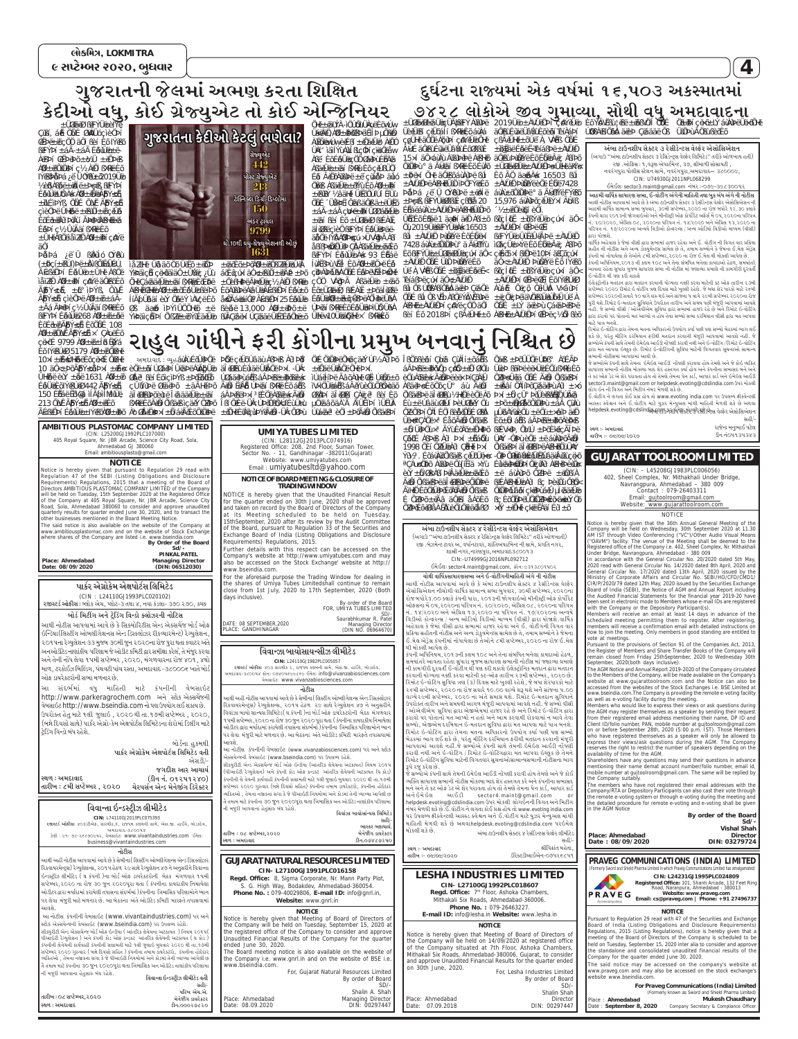# ગુજરાતની જેલમાં અભણ કરતા શિક્ષિત કેદીઓ વધુ, કોઈ ગ્રેજ્યુએટ તો કોઈ એન્જિનિયર

**ગુજરાતના કેદીઓ કેટલું ભણેલા?**

ગ્રેજ્યુએટ
442

પોસ્ટ ગ્રેજ્યુએટ
213

ટેક્નિકલ ડિગ્રી ડિપ્લોમા
150

અંડર ટ્રાયલ
9799

ધો.10થી વધુ-ગ્રેજ્યુએશનથી ઓછું
1631

# દુર્ઘટના રાજ્યમાં એક વર્ષમાં ૧૬,૫૦૩ અકસ્માતમાં ૭૪૨૮ લોકોએ જીવ ગુમાવ્યા, સૌથી વધુ અમદાવાદમાં

# રાહુલ ગાંધીને ફરી કોંગ્રેસના પ્રમુખ બનાવવું નિશ્ચિત છે

---

## AMBITIOUS PLASTOMAC COMPANY LIMITED

(CIN: L25200GJ1992PLC107000)
405 Royal Square, Nr. JBR Arcade, Science City Road, Sola, Ahmedabad GJ 380060
Email: ambitiousplasto@gmail.com

**NOTICE**

Notice is hereby given that pursuant to Regulation 29 read with Regulation 47 of the SEBI (Listing Obligations and Disclosure Requirements) Regulations, 2015 that a meeting of the Board of Directors AMBITIOUS PLASTOMAC COMPANY LIMITED of the Company will be held on Tuesday, 15th September 2020 at the Registered Office of the Company at 405 Royal Square, Nr. JBR Arcade, Science City Road, Sola, Ahmedabad 380060 to consider and approve unaudited quarterly results for quarter ended June 30, 2020, and to transact the other businesses mentioned in the Board Meeting Notice.

The said notice is also available on the website of the Company at www.ambitiousplastomac.com and on the website of Stock Exchange where shares of the Company are listed i.e. www.bseindia.com

By Order of the Board
Sd/-
PINKAL PATEL
Managing Director
(DIN: 06512030)

Place: Ahmedabad
Date: 08/09/2020

---

## UMIYA TUBES LIMITED

(CIN: L28112GJ2013PLC074916)
Registered Office: 208, 2nd Floor, Suman Tower, Sector No. - 11, Gandhinagar -382011(Gujarat)
Website: www.umiyatubes.com
Email: umiyatubesltd@yahoo.com

**NOTICE OF BOARD MEETING & CLOSURE OF TRADING WINDOW**

NOTICE is hereby given that the Unaudited Financial Result for the quarter ended on 30th June, 2020 shall be approved and taken on record by the Board of Directors of the Company at its Meeting scheduled to be held on Tuesday, 15th September, 2020 after its review by the Audit Committee of the Board, pursuant to Regulation 33 of the Securities and Exchange Board of India (Listing Obligations and Disclosure Requirements) Regulations, 2015.

Further details with this respect can be accessed on the Company's website at http://www.umiyatubes.com and may also be accessed on the Stock Exchange' website at http:// www.bseindia.com.

For the aforesaid purpose the Trading Window for dealing in the shares of Umiya Tubes Limitedshall continue to remain close from 1st July, 2020 to 17th September, 2020 (Both days inclusive).

By order of the Board
FOR, UMIYA TUBES LIMITED
SD/-
Saurabhkumar R. Patel
Managing Director
(DIN NO. 06964670)

DATE: 08 SEPTEMBER,2020
PLACE: GANDHINAGAR

---

## પારેખ એગ્રોકેમ એક્સપોર્ટસ લિમિટેડ

(CIN : L24110GJ1993PLC020102)

રજીસ્ટર્ડ ઓફીસ : બ્લોક નં. પ્લોટ-૩ તથા ૪, નવા કોઠાસ-૩૭૦ ૨૭૦, કચ્છ

**બોર્ડ મિટીંગ અને ટ્રેડિંગ વિન્ડો ક્લોઝરની નોટીસ**

આથી નોટીસ આપવામાં આવે છે કે સિક્યોરીટીઝ એન્ડ એક્સચેંજ બોર્ડ ઓફ ઇન્ડિયા(લિસ્ટીંગ ઓબ્લીગેશન્સ એન્ડ ડિસ્કલોઝર રીકવાયરમેન્ટ) રેગ્યુલેશન, ૨૦૧૫ના રેગ્યુલેશન ૩૩ મુજબ ૩૦મી જુન ૨૦૨૦ના રોજ પુરા થતા ક્વાર્ટર અને અનઓડીટેડ નાણાકીય પરિણામ જે ઓડીટ કમિટી દ્વારા સમીક્ષા કરેલ, તે મંજૂર કરવા અને તેની નોંધ લેવા ૧૫મી સપ્ટેમ્બર, ૨૦૨૦, મંગળવારના રોજ ૪:૦૧, ત્રણ માળ, ટાકોરીટા બિલ્ડિંગ, પંચવટી પાંચ રસ્તા, અમદાવાદ-૩૮૦૦૦૬ ખાતે બોર્ડ ઓફ ડાયરેક્ટરોની સભા મળનાર છે.

આ સંદર્ભમાં વધુ માહિતી માટે કંપનીની વેબસાઈટ http://www.parekhagrochem.com અને સ્ટોક એક્સચેંજની વેબસાઈટ http://www.bseindia.com ની પણ ઉપયોગ લઈ શકાય છે.

ઉપરોક્ત હેતુ માટે ૧લી જુલાઈ , ૨૦૨૦ થી તા.૧૭મી સપ્ટેમ્બર , ૨૦૨૦, (બન્ને દિવસો સાથે) પારેખ એગ્રો-કેમ એક્સપોર્ટસ લિમિટેડના શેરોમાં ડિલીંગ માટે ટ્રેડિંગ વિન્ડો બંધ રહેશે.

બોર્ડના હુકમથી
પારેખ એગ્રોકેમ એક્સપોર્ટસ લિમિટેડ વતી
એસ.ડી/-
જગદીશ ચંદ્ર આચાર્ય
(ડીન નં. ૦૧૨૫૧૪૨૦)
ચેરમેન અને મેનેજીંગ ડિરેક્ટર

સ્થળ : અમદાવાદ
તારીખ : ૮મી સપ્ટેમ્બર , ૨૦૨૦

---

## વિવાન્ટા ઇન્ડસ્ટ્રિઝ લીમીટેડ

CIN: L74110GJ2013PLC075393

રજીસ્ટર્ડ ઓફીસ: ૪૦૩/ડીબર, સત્યમ-II, સરખેજ ગાંધીનગર હાઈવે, એસ.જી. હાઈવે, થલતેજ, અમદાવાદ-૩૮૦૦૫૪
ફોન: ૦૭૯-૨૬૮૦૦૫૧૮, વેબસાઈટ: www.vivantaindustries.com ઈમેલ: business@vivantaindustries.com

**નોટીસ**

આથી આ નોટીસ આપવામાં આવે છે કે સેબીના (લિસ્ટીંગ ઓબ્લીગેશન્સ એન્ડ ડિસ્કલોઝર રિકવાયરમેન્ટ્સ) રેગ્યુલેશન, ૨૦૧૫ના રેગ્યુલેશન ૩૩ ને અનુલક્ષીને વિવાન્ટા ઇન્ડસ્ટ્રીઝ લીમીટેડ ( ધ કંપની )ના બોર્ડ ઓફ ડાયરેક્ટરોની બેઠક મંગળવાર ૧૫મી સપ્ટેમ્બર, ૨૦૨૦ના રોજ ૩૦ જુન ૨૦૨૦ના પુરા થતા ( કંપનીના કાયદાકીય નિયમોના ઓડિટર દ્વારા મર્યાદામાં કરાયેલી તપાસના સંદર્ભમાં) કંપનીના નિયમિત પરિણામોને ધ્યાન પર લેવા મંજૂરી માટે મળનાર છે. આ બેઠકના અંતે ઓડિટેડ કમિટી મારફતે તપાસવામાં આવશે.

આ નોટીસ કંપનીની વેબસાઈટ (www.vivantaindustries.com) પર અને સ્ટોક એક્સચેંજની વેબસાઈટ (www.bseindia.com) પર ઉપલબ્ધ રહેશે.

સીક્યુરીટી એન્ડ એક્સચેંજ બોર્ડ ઓફ ઇન્ડીયા ( ઇનસાઈડર ટ્રેડીંગ અટકાવવા ) નિયમ ૨૦૧૫ ( પીઆઈટી રેગ્યુલેશન ) અને કંપની કોડ ઓફ કન્ડક્ટ ઇનસાઈડર ટ્રેડીંગ અટકાવવા ( ધ કોડ ) કંપનીની ટ્રેડીંગ વીન્ડોમાં કંપનીના શેર ડીલીંગ માટે ૧લી જુલાઈ ૨૦૨૦ થી તા.૧૭મી સપ્ટેમ્બર ૨૦૨૦ ગુરુવાર (બન્ને દિવસો સહિત) કંપનીના તમામ ડાયરેક્ટરો, કંપનીના હોદ્દેદાર વ્યક્તિઓ , તેમના નજીકના સગા કે જે પીઆઈટી નિયમોમાં અને કોડમાં જણાવ્યા અનુસાર તે તમામ માટે કંપનીના ૩૦ જુન ૨૦૨૦ના નાણાકીય પરિણામો જાહેર કર્યા પછી ૪૮ કલાક સુધી બંધ રહેશે.

વિવાન્ટા ઇન્ડસ્ટ્રિઝ લીમીટેડ વતી
સહી/-
પરિમ એચ. એ.
મેનેજીંગ ડાયરેક્ટર
ડીન.૦૦૦૧૪૪૯૦

તારીખ : ૦૮ સપ્ટેમ્બર,૨૦૨૦
સ્થળ : અમદાવાદ

---

## વિવાન્ટા બાયોસાયન્સીઝ લીમીટેડ

CIN: L24110GJ1982PLC005057

રજીસ્ટર્ડ ઓફીસ: ૪૦૩ ડીબર, સત્યમ-II, સરખેજ ગાંધીનગર હાઈવે, એસ.જી. હાઈવે, થલતેજ, અમદાવાદ-૩૮૦૦૫૪ ફોન: ૦૭૯૦૫૦૦૦૭૪૦૦ ઈમેલ: info@vivanzabiosciences.com
વેબસાઈટ: www.vivanzabiosciences.com

**નોટીસ**

આથી આ નોટીસ આપવામાં આવે છે કે સેબીના (લિસ્ટીંગ ઓબ્લીગેશન્સ એન્ડ ડિસ્કલોઝર રિકવાયરમેન્ટ્સ) રેગ્યુલેશન્સ, ૨૦૧૫ હેઠળ ૩૩ ના અનુસંધાને વિવાન્ટા બાયો સાયન્સ લિમિટેડ ( ધ કંપની )ના બોર્ડ ઓફ ડાયરેક્ટરોની બેઠક મંગળવાર ૧૫મી સપ્ટેમ્બર, ૨૦૨૦ના રોજ ૩૦ જુન ૨૦૨૦ પુરા થતા ( કંપનીના કાયદાકીય નિયમોના ઓડિટર દ્વારા મર્યાદામાં કરાયેલી તપાસના સંદર્ભમાં ) કંપનીના નિયમિત પરિણામોને ધ્યાન પર લેવા મંજૂરી માટે મળનાર છે. આ બેઠકના અંતે ઓડિટેડ કમિટી મારફતે તપાસવામાં આવશે.

આ નોટીસ કંપનીની વેબસાઈટ (www.vivanzabiosciences.com) પર અને સ્ટોક એક્સચેંજની વેબસાઈટ (www.bseindia.com) પર ઉપલબ્ધ રહેશે.

સીક્યુરીટી એન્ડ એક્સચેંજ બોર્ડ ઓફ ઇન્ડીયા (ઇનસાઈડર ટ્રેડીંગ અટકાવવા) નિયમ ૨૦૧૫ (પીઆઈટી રેગ્યુલેશન) અને કંપની કોડ ઓફ કન્ડક્ટ ઇનસાઈડર ટ્રેડીંગ અટકાવવા ( ધ કોડ ) કંપનીની ટ્રેડીંગ વીન્ડોમાં કંપનીના શેર ડીલીંગ માટે ૧લી જુલાઈ ૨૦૨૦ થી તા.૧૭મી સપ્ટેમ્બર ૨૦૨૦ ગુરુવાર (બન્ને દિવસો સહિત) કંપનીના તમામ ડાયરેક્ટરો, કંપનીના હોદ્દેદાર વ્યક્તિઓ , તેમના નજીકના સગા કે જે પીઆઈટી નિયમોમાં અને કોડમાં જણાવ્યા અનુસાર તે તમામ માટે કંપનીના ૩૦ જુન ૨૦૨૦ના નાણાકીય પરિણામો જાહેર કર્યા પછી ૪૮ કલાક સુધી બંધ રહેશે.

વિવાન્ટા બાયોસાયન્સ લિમિટેડ વતી
સહી/-
ભાસ્કર આચાર્ય
મેનેજીંગ ડાયરેક્ટર
ડીન.૦૭૪૮૯૪૨૦

તારીખ : ૦૮ સપ્ટેમ્બર,૨૦૨૦
સ્થળ : અમદાવાદ

---

## GUJARAT NATURAL RESOURCES LIMITED

CIN- L27100GJ1991PLC016158
Regd. Office: 8, Sigma Corporate, Nr. Mann Party Plot, S. G. High Way, Bodakdev, Ahmedabad-360054.
Phone No. : 079-40029806, E-mail ID: info@gnrl.in,
Website: www.gnrl.in

**NOTICE**

Notice is hereby given that Meeting of Board of Directors of the Company will be held on Tuesday, September 15, 2020 at the registered office of the Company to consider and approve Unaudited Financial Results of the Company for the quarter ended June 30, 2020.

The Board meeting notice is also available on the website of the Company i.e. www.gnrl.in and on the website of BSE i.e. www.bseindia.com.

For, Gujarat Natural Resources Limited
By order of Board
SD/-
Shalin A. Shah
Managing Director
DIN: 00297447

Place: Ahmedabad
Date: 08.09.2020

---

## અંબા ટાઉનશીપ સેક્ટર ૩ રેસીડેન્ટ્સ વેલ્ફેર એસોસિએશન

(અગાઉ "અંબા ટાઉનશીપ સેક્ટર ૩ રેસિડેન્ટ્સ વેલ્ફેર લિમિટેડ" તરીકે ઓળખાતી)
રજી. ઓફિસ : બંગલા નં. ૧, અંબા ટાઉનશીપ, સેક્ટર ૩, મેઘાણીનગર, અમદાવાદ-૩૮૦૦૧૬
CIN- U74999GJ2016NPL092712
ઈમેઈલ: sector4.maint@gmail.com, ફોન: ૬૭૩૪૩૦૧૫૯૦

**ચોથી વાર્ષિકસાધારણસભા અને ઈ-વોટીંગની માહિતી અંગે ની નોટીસ**

આથી નોટીસ આપવામાં આવે છે કે અંબા ટાઉનશીપ સેક્ટર ૩ રેસીડેન્ટ્સ વેલ્ફેર એસોસિએશન નીચેની વાર્ષિક સાધારણ સભા ગુરૂવાર, ૩૦મી સપ્ટેમ્બર, ૨૦૨૦ના રોજ બપોરે ૩.૦૦ કલાકે કંપની ધારા, ૨૦૧૩ની જોગવાઈઓ અને મીનીસ્ટ્રી ઓફ કોર્પોરેટ અફેર્સના મે ના, ૧૦/૨૦૨૦ ના પરિપત્ર નં. ૨૦/૨૦૨૦, એપ્રિલ ૦૮, ૨૦૨૦ના પરિપત્ર નં. ૧૪/૨૦૨૦ અને એપ્રિલ ૧૩,૨૦૨૦ ના પરિપત્ર નં. ૧૭/૨૦૨૦ની અનુસાર વીડિયો કોન્ફરન્સ (વીસી) / અન્ય ઓડિયો વિઝ્યુઅલ માધ્યમ (ઓએવીએમ) દ્વારા યોજાશે.

વાર્ષિક અહેવાલ કે જેમાં વીસી/ઓએવીએમ દ્વારા સભામાં જોડાવા અંગે તથા ઈ-વોટીંગ ની વિગત વાર પ્રક્રિયા સહીતની નોટીસ જે સભ્યોના ઈ-મેઈલ કંપની/ડિપોઝીટરી પાર્ટીસીપન્ટ પાસે નોંધાયેલ છે તે તમામ સભ્યોને ઈ-મેઈલ દ્વારા મોકલી આપવામાં આવેલ છે.

કંપની અધિનિયમ, ૨૦૧૩ની કલમ ૧૦૮ અને તેના સંબંધિત બનેલા કાયદાઓ હેઠળ, સભ્યોને આ સભાના સંદર્ભમાં ઈ-વોટીંગ સુવિધા આપવામાં આવે છે. રિમોટ ઈ-વોટીંગ સોમવાર, ૨૮મી સપ્ટેમ્બર, ૨૦૨૦ના રોજ સવારે ૯:૦૦ વાગ્યે શરૂ થશે અને બુધવાર, ૨૯મી સપ્ટેમ્બર, ૨૦૨૦ના રોજ સાંજે ૫.૦૦ વાગ્યે પૂર્ણ થશે.

જે સભ્યોએ કંપની સાથે તેમના ઈ-મેઈલ આઈડી નોંધાયા ન હોય તેઓ sector4.maint@gmail.com અથવા helpdesk.evoting@cdslindia.com પર વિનંતી મોકલી શકે છે.

અંબા ટાઉનશીપ સેક્ટર ૩ રેસીડેન્ટ્સ વેલ્ફેર એસોસિએશન વતી
સહી/-
શ્રીધિલીપ મહેતા,
ડિરેક્ટર(ડીઆઈએન-૦૭૧૪૨૮૯૧)

સ્થળ : અમદાવાદ
તારીખ : ૦૯/૦૯/૨૦૨૦

---

## LESHA INDUSTRIES LIMITED

CIN- L27100GJ1992PLC018607
Regd. Office: 7th Floor, Ashoka Chambers, Mithakali Six Roads, Ahmedabad-380006.
Phone No. : 079-26463227.
E-mail ID: info@lesha.in Website: www.lesha.in

**NOTICE**

Notice is hereby given that Meeting of Board of Directors of the Company will be held on 14/09/2020 at registered office of the Company situated at 7th Floor, Ashoka Chambers, Mithakali Six Roads, Ahmedabad-380006, Gujarat, to consider and approve Unaudited Financial Results for the quarter ended on 30th June, 2020.

For, Lesha Industries Limited
By order of Board
SD/-
Shalin Shah
Director
DIN: 00297447

Place: Ahmedabad
Date: 07.09.2018

---

## અંબા ટાઉનશીપ સેક્ટર ૩ રેસીડેન્ટ્સ વેલ્ફેર એસોસિએશન

(અગાઉ "અંબા ટાઉનશીપ સેક્ટર ૩ રેસિડેન્ટ્સ વેલ્ફેર લિમિટેડ" તરીકે ઓળખાતી)
રજી. ઓફિસ : બંગલા નં. ૧, અંબા ટાઉનશીપ, સેક્ટર ૩, મેઘાણીનગર, અમદાવાદ– ૩૮૦૦૧૬
CIN: U74930GJ2011NPL068299
ઈમેઈલ: sector3.maint@gmail.com ફોન: +૦૭૯-૩૯૮૩૦૦૫૯

**આઠમી વાર્ષિક સાધારણ સભા, ઈ-વોટીંગ અને બુક ક્લોઝરની માહિતી તથા બુક બંધ અંગેની નોટીસ**

આથી નોટીસ આપવામાં આવે છે કે અંબા ટાઉનશીપ સેક્ટર ૩ રેસીડેન્ટ્સ વેલ્ફેર એસોસિએશનની આઠમી વાર્ષિક સાધારણ સભા ગુરૂવાર, ૩૦મી સપ્ટેમ્બર, ૨૦૨૦ના રોજ બપોરે ૧૨.૩૦ કલાકે કંપની ધારા ૨૦૧૩ની જોગવાઈઓ અને મીનીસ્ટ્રી ઓફ કોર્પોરેટ અફેર્સના મે ૦૫, ૨૦૨૦ના પરિપત્ર નં. ૨૦/૨૦૨૦, એપ્રિલ ૦૮, ૨૦૨૦ના પરિપત્ર નં. ૧૪/૨૦૨૦ અને એપ્રિલ ૧૩, ૨૦૨૦ ના પરિપત્ર નં. ૧૭/૨૦૨૦ની અનુસાર વીડિયો કોન્ફરન્સ (વીસી) / અન્ય ઓડિયો વિઝ્યુઅલ માધ્યમ (ઓએવીએમ) દ્વારા યોજાશે.

વાર્ષિક અહેવાલ કે જેમાં વીસી/ઓએવીએમ દ્વારા સભામાં જોડાવા અંગે તથા ઈ-વોટીંગ ની વિગત વાર પ્રક્રિયા સહીતની નોટીસ જે સભ્યોના ઈ-મેઈલ કંપની/ડિપોઝીટરી પાર્ટીસીપન્ટ પાસે નોંધાયેલ છે તે તમામ સભ્યોને ઈ-મેઈલ દ્વારા મોકલી આપવામાં આવેલ છે.

કંપની અધિનિયમ, ૨૦૧૩ની કલમ ૧૦૮ અને તેના સંબંધિત બનેલા કાયદાઓ હેઠળ, સભ્યોને આ સભાના સંદર્ભમાં ઈ-વોટીંગ સુવિધા આપવામાં આવે છે.

જે સભ્યોએ કંપની સાથે તેમના ઈ-મેઈલ આઈડી નોંધાયા ન હોય તેઓ sector3.maint@gmail.com or helpdesk.evoting@cdslindia.com પર વિનંતી મોકલી શકે છે.

અંબા ટાઉનશીપ સેક્ટર ૩ રેસીડેન્ટ્સ વેલ્ફેર એસોસિએશન વતી
સહી/-
રાજેશ મનુભાઈ પટેલ
ડીન નં૦૫૫૧૩૫૪૩

સ્થળ : અમદાવાદ
તારીખ : ૦૯/૦૯/૨૦૨૦

---

## GUJARAT TOOLROOM LIMITED

(CIN: - L45208GJ1983PLC006056)
402, Sheel Complex, Nr. Mithakhali Under Bridge, Navrangpura, Ahmedabad - 380 009
Contact : 079-26403311
Email: guitoolroom@gmail.com
Website: www.gujarattoolroom.com

**NOTICE**

Notice is hereby given that the 36th Annual General Meeting of the Company will be held on Wednesday, 30th September 2020 at 11.30 AM IST through Video Conferencing ("VC")/Other Audio Visual Means ("OAVM") facility. The venue of the Meeting shall be deemed to the Registered office of the Company i.e. 402, Sheel Complex, Nr. Mithakhali Under Bridge, Navrangpura, Ahmedabad - 380 009

In accordance with the General Circular No. 20/2020 dated 5th May, 2020 read with General Circular No. 14/2020 dated 8th April, 2020 and General Circular No. 17/2020 dated 13th April, 2020 issued by the Ministry of Corporate Affairs and Circular No. SEBI/HO/CFD/CMD1/CIR/P/2020/79 dated 12th May, 2020 issued by the Securities Exchange Board of India (SEBI), the Notice of AGM and Annual Report including the Audited Financial Statements for the financial year 2019-20 have been sent in electronic mode to Members whose e-mail IDs are registered with the Company or the Depository Participants(s).

Members will receive an email at least 14 days in advance of the scheduled meeting permitting them to register. After registering, members will receive a confirmation email with detailed instructions on how to join the meeting. Only members in good standing are entitled to vote at meetings.

Pursuant to the provisions of Section 91 of the Companies Act, 2013, the Register of Members and Share Transfer Books of the Company will remain closed from Friday 25th September, 2020 to Wednesday 30th September, 2020(both days inclusive).

The AGM Notice and Annual Report 2019-2020 of the Company circulated to the Members of the Company, will be made available on the Company's website at www.gujarattoolroom.com and the Notice can also be accessed from the websites of the Stock Exchanges i.e. BSE Limited at www.bseindia.com. The Company is providing the remote e-voting facility as well as e-voting facility during the meeting.

Members who would like to express their views or ask questions during the AGM may register themselves as a speaker by sending their request from their registered email address mentioning their name, DP ID and Client ID/folio number, PAN, mobile number at guitoolroom@gmail.com on or before September 28th, 2020 (5:00 p.m. IST). Those Members who have registered themselves as a speaker will only be allowed to express their views/ask questions during the AGM. The Company reserves the right to restrict the number of speakers depending on the availability of time for the AGM.

Shareholders have any questions may send their questions in advance mentioning their name demat account number/folio number, email id, mobile number at guitoolroom@gmail.com. The same will be replied by the Company suitably.

The members who have not registered their email addresses with the Company/RTA or Depository Participants can also cast their vote through the remote e-voting system or through e-voting during the meeting and the detailed procedure for remote e-voting and e-voting shall be given in the AGM Notice

By order of the Board
Sd/-
Vishal Shah
Director
DIN: 03279724

Place: Ahmedabad
Date : 08/09/2020

---

## PRAVEG COMMUNICATIONS (INDIA) LIMITED

(Formerly Sword and Shield Pharma Limited in which Praveg Communications Limited has amalgamated)
CIN: L24231GJ1995PLC024809
Registered Office: 101, Shanti Arcade, 132 Feet Ring Road, Naranpura, Ahmedabad - 380013
Website: www.praveg.com
Email: cs@praveg.com | Phone: +91 27496737

**NOTICE**

Pursuant to Regulation 29 read with 47 of the Securities and Exchange Board of India (Listing Obligations and Disclosure Requirements) Regulations, 2015 (Listing Regulations), notice is hereby given that a meeting of the Board of Directors of the Company is scheduled to be held on Tuesday, September 15, 2020 inter alia to consider and approve the standalone and consolidated unaudited financial results of the Company for the quarter ended June 30, 2020.

The said notice may be accessed on the company's website at www.praveg.com and may also be accessed on the stock exchange's website www.bseindia.com

For Praveg Communications (India) Limited
(Formerly known as Sword and Shield Pharma Limited)
Mukesh Chaudhary
Company Secretary & Compliance Officer

Place : **Ahmedabad**
Date : **September 8, 2020**